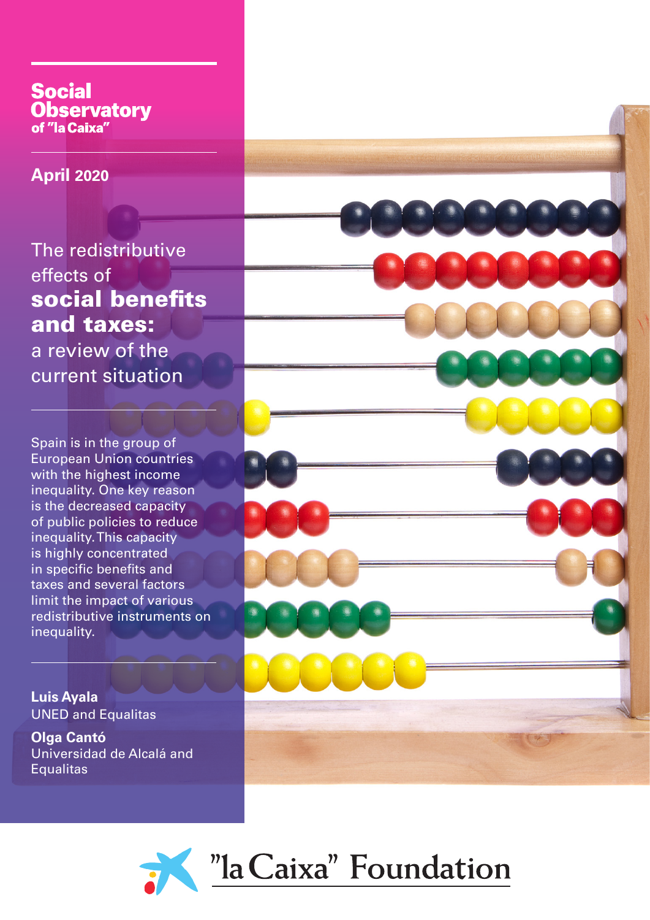**Social Observatory**
**of "la Caixa"**

**April 2020**

# The redistributive effects of **social benefits and taxes:** a review of the current situation

Spain is in the group of European Union countries with the highest income inequality. One key reason is the decreased capacity of public policies to reduce inequality. This capacity is highly concentrated in specific benefits and taxes and several factors limit the impact of various redistributive instruments on inequality.

**Luis Ayala**
UNED and Equalitas

**Olga Cantó**
Universidad de Alcalá and Equalitas

"la Caixa" Foundation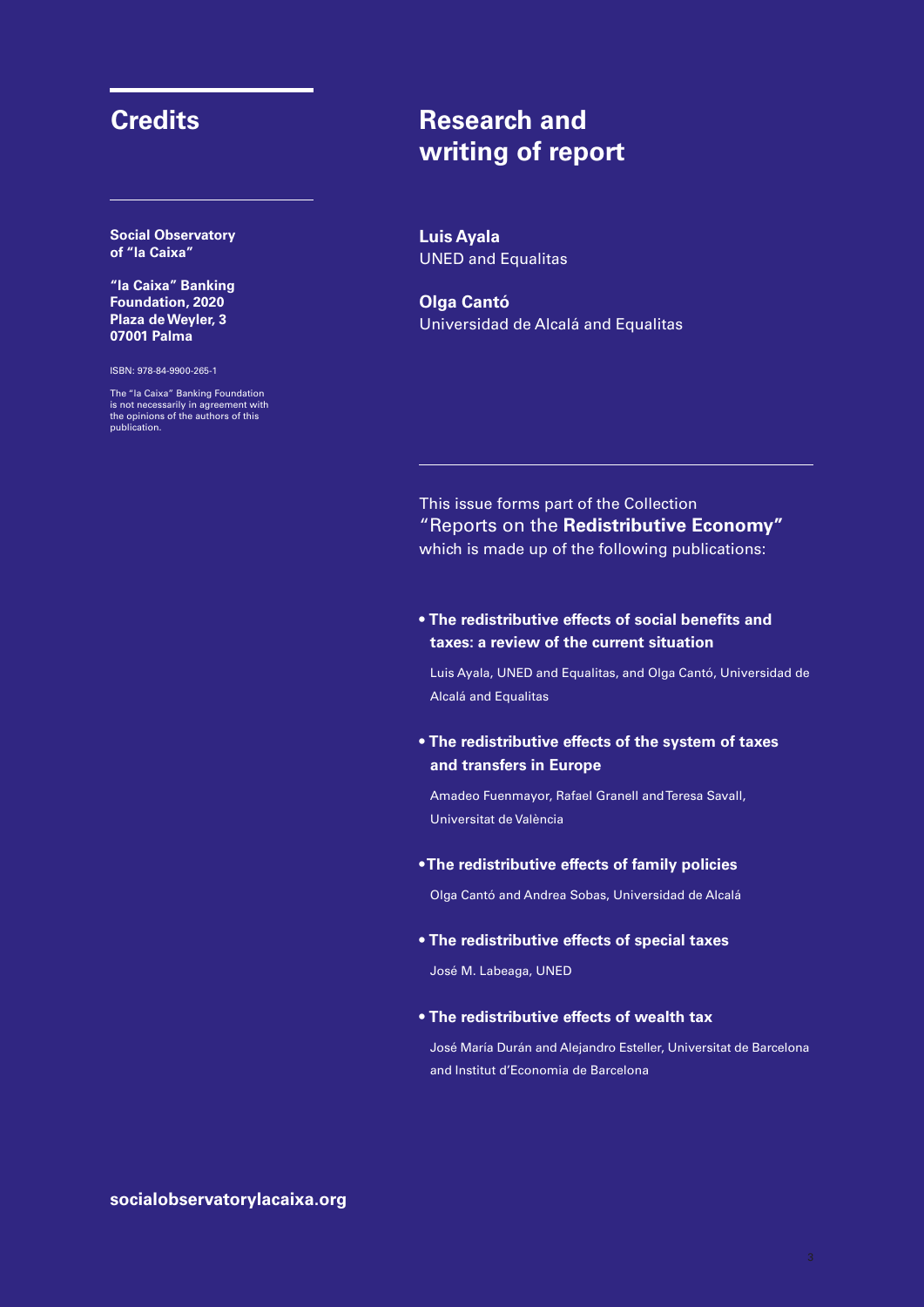## Credits

**Social Observatory of "la Caixa"**

**"la Caixa" Banking Foundation, 2020**
**Plaza de Weyler, 3**
**07001 Palma**

ISBN: 978-84-9900-265-1

The "la Caixa" Banking Foundation is not necessarily in agreement with the opinions of the authors of this publication.

## Research and writing of report

**Luis Ayala**
UNED and Equalitas

**Olga Cantó**
Universidad de Alcalá and Equalitas

This issue forms part of the Collection "Reports on the **Redistributive Economy"** which is made up of the following publications:

- **The redistributive effects of social benefits and taxes: a review of the current situation**

  Luis Ayala, UNED and Equalitas, and Olga Cantó, Universidad de Alcalá and Equalitas

- **The redistributive effects of the system of taxes and transfers in Europe**

  Amadeo Fuenmayor, Rafael Granell and Teresa Savall, Universitat de València

- **The redistributive effects of family policies**

  Olga Cantó and Andrea Sobas, Universidad de Alcalá

- **The redistributive effects of special taxes**

  José M. Labeaga, UNED

- **The redistributive effects of wealth tax**

  José María Durán and Alejandro Esteller, Universitat de Barcelona and Institut d'Economia de Barcelona

**socialobservatorylacaixa.org**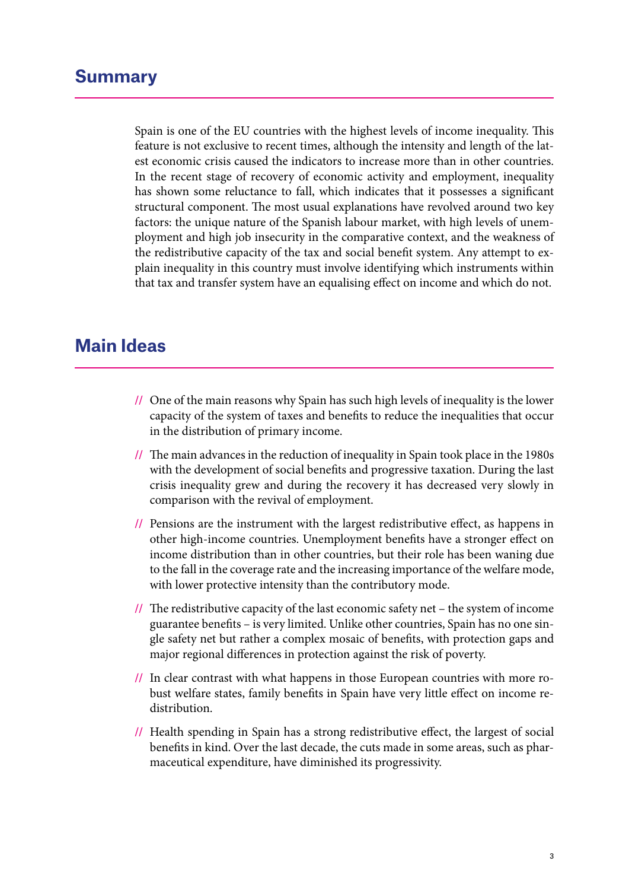## Summary

Spain is one of the EU countries with the highest levels of income inequality. This feature is not exclusive to recent times, although the intensity and length of the latest economic crisis caused the indicators to increase more than in other countries. In the recent stage of recovery of economic activity and employment, inequality has shown some reluctance to fall, which indicates that it possesses a significant structural component. The most usual explanations have revolved around two key factors: the unique nature of the Spanish labour market, with high levels of unemployment and high job insecurity in the comparative context, and the weakness of the redistributive capacity of the tax and social benefit system. Any attempt to explain inequality in this country must involve identifying which instruments within that tax and transfer system have an equalising effect on income and which do not.

## Main Ideas

// One of the main reasons why Spain has such high levels of inequality is the lower capacity of the system of taxes and benefits to reduce the inequalities that occur in the distribution of primary income.

// The main advances in the reduction of inequality in Spain took place in the 1980s with the development of social benefits and progressive taxation. During the last crisis inequality grew and during the recovery it has decreased very slowly in comparison with the revival of employment.

// Pensions are the instrument with the largest redistributive effect, as happens in other high-income countries. Unemployment benefits have a stronger effect on income distribution than in other countries, but their role has been waning due to the fall in the coverage rate and the increasing importance of the welfare mode, with lower protective intensity than the contributory mode.

// The redistributive capacity of the last economic safety net – the system of income guarantee benefits – is very limited. Unlike other countries, Spain has no one single safety net but rather a complex mosaic of benefits, with protection gaps and major regional differences in protection against the risk of poverty.

// In clear contrast with what happens in those European countries with more robust welfare states, family benefits in Spain have very little effect on income redistribution.

// Health spending in Spain has a strong redistributive effect, the largest of social benefits in kind. Over the last decade, the cuts made in some areas, such as pharmaceutical expenditure, have diminished its progressivity.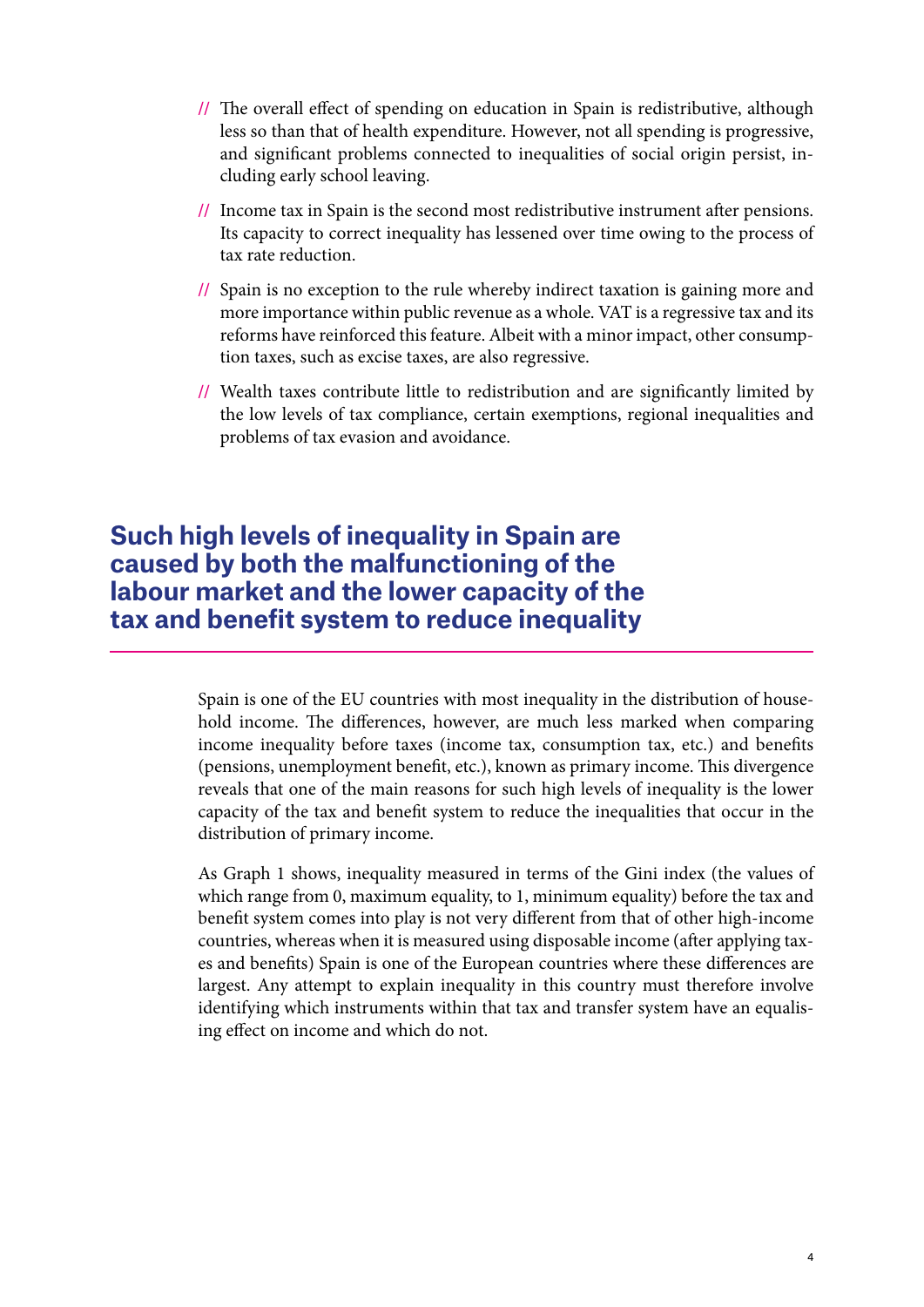- // The overall effect of spending on education in Spain is redistributive, although less so than that of health expenditure. However, not all spending is progressive, and significant problems connected to inequalities of social origin persist, including early school leaving.
- // Income tax in Spain is the second most redistributive instrument after pensions. Its capacity to correct inequality has lessened over time owing to the process of tax rate reduction.
- // Spain is no exception to the rule whereby indirect taxation is gaining more and more importance within public revenue as a whole. VAT is a regressive tax and its reforms have reinforced this feature. Albeit with a minor impact, other consumption taxes, such as excise taxes, are also regressive.
- // Wealth taxes contribute little to redistribution and are significantly limited by the low levels of tax compliance, certain exemptions, regional inequalities and problems of tax evasion and avoidance.

## Such high levels of inequality in Spain are caused by both the malfunctioning of the labour market and the lower capacity of the tax and benefit system to reduce inequality

Spain is one of the EU countries with most inequality in the distribution of household income. The differences, however, are much less marked when comparing income inequality before taxes (income tax, consumption tax, etc.) and benefits (pensions, unemployment benefit, etc.), known as primary income. This divergence reveals that one of the main reasons for such high levels of inequality is the lower capacity of the tax and benefit system to reduce the inequalities that occur in the distribution of primary income.

As Graph 1 shows, inequality measured in terms of the Gini index (the values of which range from 0, maximum equality, to 1, minimum equality) before the tax and benefit system comes into play is not very different from that of other high-income countries, whereas when it is measured using disposable income (after applying taxes and benefits) Spain is one of the European countries where these differences are largest. Any attempt to explain inequality in this country must therefore involve identifying which instruments within that tax and transfer system have an equalising effect on income and which do not.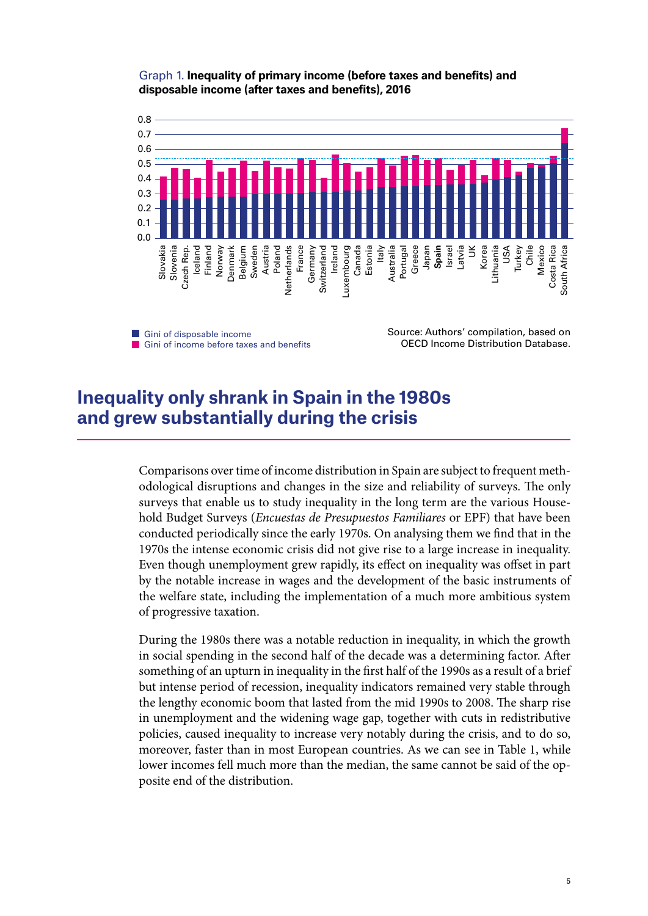Graph 1. **Inequality of primary income (before taxes and benefits) and disposable income (after taxes and benefits), 2016**

■ Gini of disposable income
■ Gini of income before taxes and benefits

Source: Authors' compilation, based on OECD Income Distribution Database.

## Inequality only shrank in Spain in the 1980s and grew substantially during the crisis

Comparisons over time of income distribution in Spain are subject to frequent methodological disruptions and changes in the size and reliability of surveys. The only surveys that enable us to study inequality in the long term are the various Household Budget Surveys (*Encuestas de Presupuestos Familiares* or EPF) that have been conducted periodically since the early 1970s. On analysing them we find that in the 1970s the intense economic crisis did not give rise to a large increase in inequality. Even though unemployment grew rapidly, its effect on inequality was offset in part by the notable increase in wages and the development of the basic instruments of the welfare state, including the implementation of a much more ambitious system of progressive taxation.

During the 1980s there was a notable reduction in inequality, in which the growth in social spending in the second half of the decade was a determining factor. After something of an upturn in inequality in the first half of the 1990s as a result of a brief but intense period of recession, inequality indicators remained very stable through the lengthy economic boom that lasted from the mid 1990s to 2008. The sharp rise in unemployment and the widening wage gap, together with cuts in redistributive policies, caused inequality to increase very notably during the crisis, and to do so, moreover, faster than in most European countries. As we can see in Table 1, while lower incomes fell much more than the median, the same cannot be said of the opposite end of the distribution.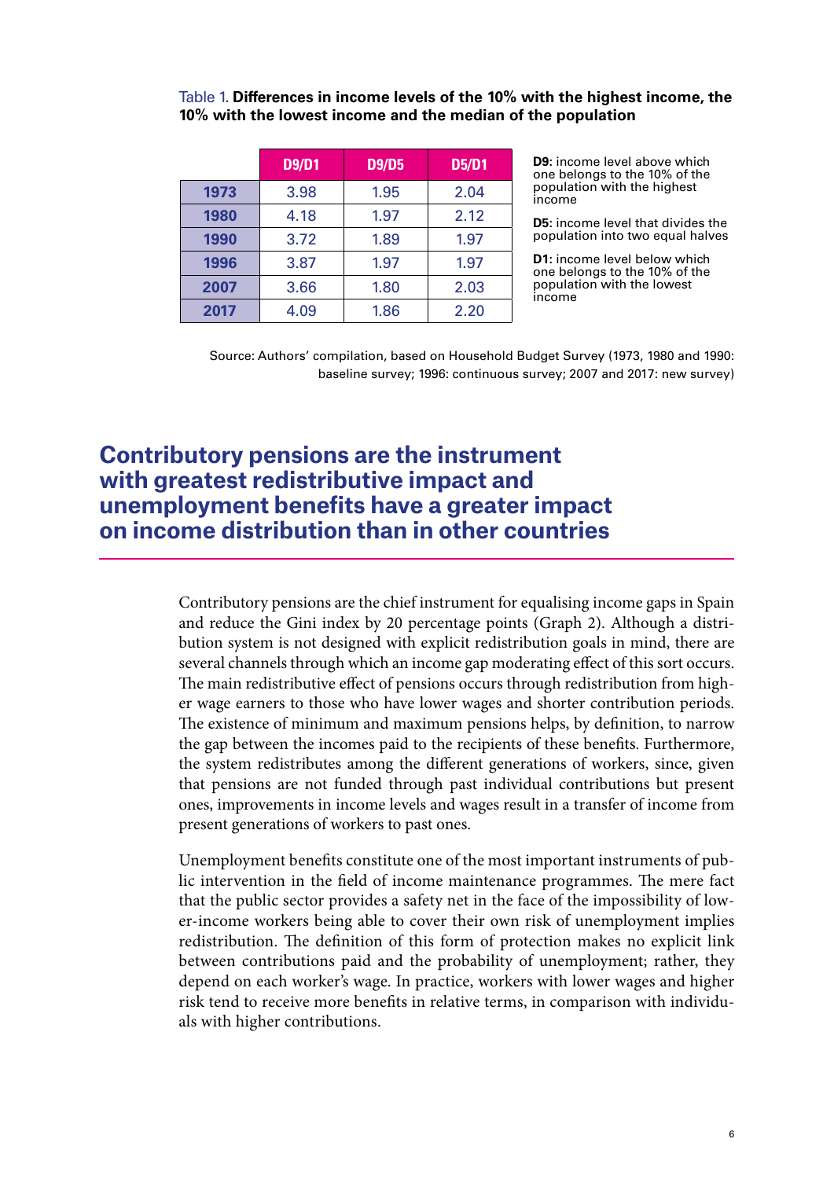Table 1. **Differences in income levels of the 10% with the highest income, the 10% with the lowest income and the median of the population**

| | D9/D1 | D9/D5 | D5/D1 |
|---|---|---|---|
| **1973** | 3.98 | 1.95 | 2.04 |
| **1980** | 4.18 | 1.97 | 2.12 |
| **1990** | 3.72 | 1.89 | 1.97 |
| **1996** | 3.87 | 1.97 | 1.97 |
| **2007** | 3.66 | 1.80 | 2.03 |
| **2017** | 4.09 | 1.86 | 2.20 |

**D9:** income level above which one belongs to the 10% of the population with the highest income

**D5:** income level that divides the population into two equal halves

**D1:** income level below which one belongs to the 10% of the population with the lowest income

Source: Authors' compilation, based on Household Budget Survey (1973, 1980 and 1990: baseline survey; 1996: continuous survey; 2007 and 2017: new survey)

## Contributory pensions are the instrument with greatest redistributive impact and unemployment benefits have a greater impact on income distribution than in other countries

Contributory pensions are the chief instrument for equalising income gaps in Spain and reduce the Gini index by 20 percentage points (Graph 2). Although a distribution system is not designed with explicit redistribution goals in mind, there are several channels through which an income gap moderating effect of this sort occurs. The main redistributive effect of pensions occurs through redistribution from higher wage earners to those who have lower wages and shorter contribution periods. The existence of minimum and maximum pensions helps, by definition, to narrow the gap between the incomes paid to the recipients of these benefits. Furthermore, the system redistributes among the different generations of workers, since, given that pensions are not funded through past individual contributions but present ones, improvements in income levels and wages result in a transfer of income from present generations of workers to past ones.

Unemployment benefits constitute one of the most important instruments of public intervention in the field of income maintenance programmes. The mere fact that the public sector provides a safety net in the face of the impossibility of lower-income workers being able to cover their own risk of unemployment implies redistribution. The definition of this form of protection makes no explicit link between contributions paid and the probability of unemployment; rather, they depend on each worker's wage. In practice, workers with lower wages and higher risk tend to receive more benefits in relative terms, in comparison with individuals with higher contributions.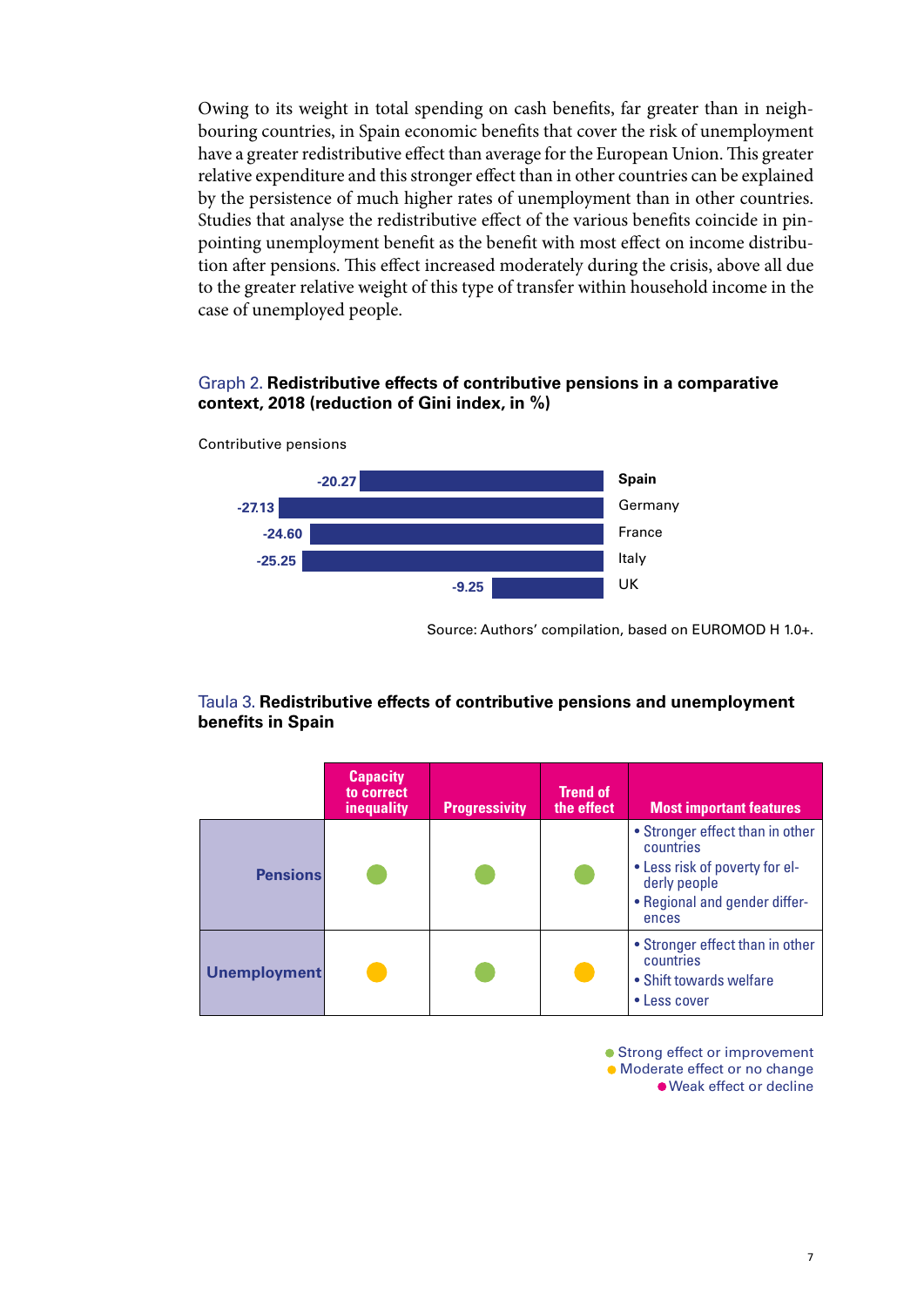Owing to its weight in total spending on cash benefits, far greater than in neighbouring countries, in Spain economic benefits that cover the risk of unemployment have a greater redistributive effect than average for the European Union. This greater relative expenditure and this stronger effect than in other countries can be explained by the persistence of much higher rates of unemployment than in other countries. Studies that analyse the redistributive effect of the various benefits coincide in pinpointing unemployment benefit as the benefit with most effect on income distribution after pensions. This effect increased moderately during the crisis, above all due to the greater relative weight of this type of transfer within household income in the case of unemployed people.

Graph 2. **Redistributive effects of contributive pensions in a comparative context, 2018 (reduction of Gini index, in %)**

Contributive pensions

| Country | Reduction of Gini index (%) |
| --- | --- |
| **Spain** | -20.27 |
| Germany | -27.13 |
| France | -24.60 |
| Italy | -25.25 |
| UK | -9.25 |

Source: Authors' compilation, based on EUROMOD H 1.0+.

Taula 3. **Redistributive effects of contributive pensions and unemployment benefits in Spain**

| | Capacity to correct inequality | Progressivity | Trend of the effect | Most important features |
| --- | --- | --- | --- | --- |
| **Pensions** | ● (green) | ● (green) | ● (green) | • Stronger effect than in other countries<br>• Less risk of poverty for elderly people<br>• Regional and gender differences |
| **Unemployment** | ● (yellow) | ● (green) | ● (yellow) | • Stronger effect than in other countries<br>• Shift towards welfare<br>• Less cover |

● (green) Strong effect or improvement
● (yellow) Moderate effect or no change
● (pink) Weak effect or decline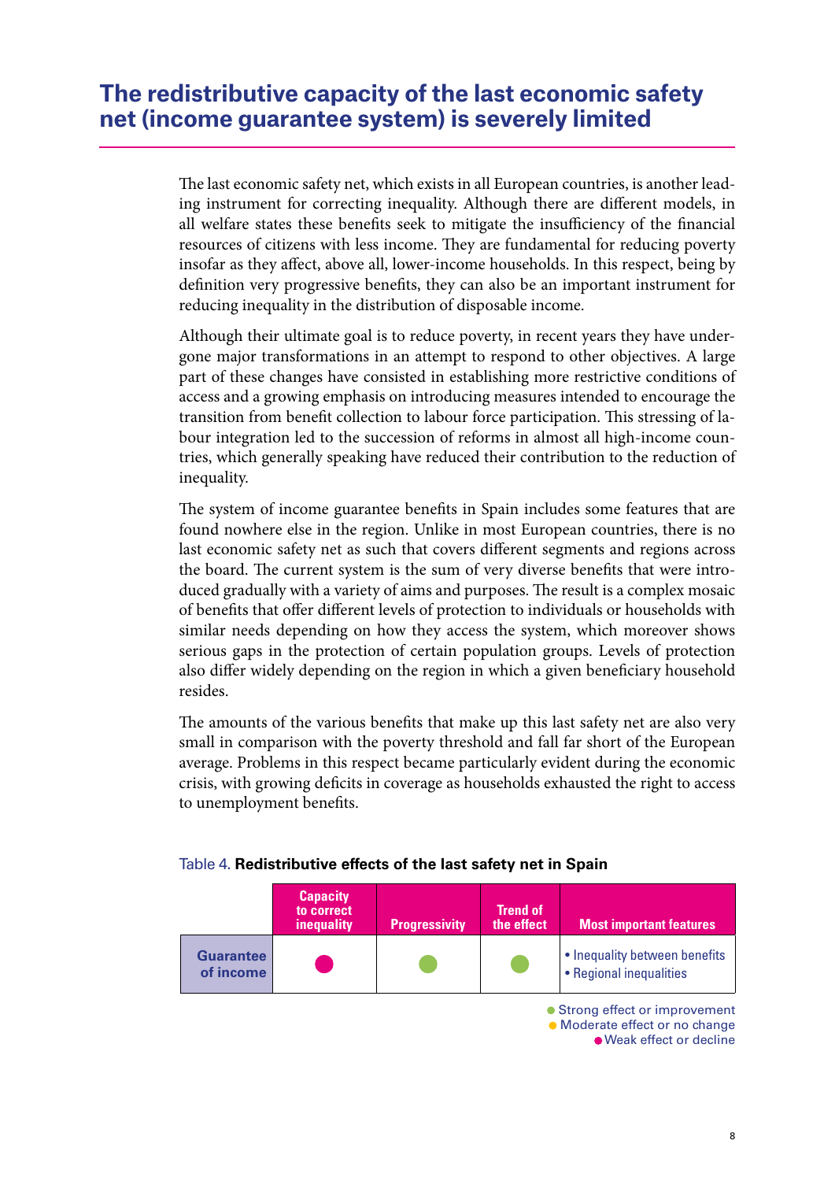## The redistributive capacity of the last economic safety net (income guarantee system) is severely limited

The last economic safety net, which exists in all European countries, is another leading instrument for correcting inequality. Although there are different models, in all welfare states these benefits seek to mitigate the insufficiency of the financial resources of citizens with less income. They are fundamental for reducing poverty insofar as they affect, above all, lower-income households. In this respect, being by definition very progressive benefits, they can also be an important instrument for reducing inequality in the distribution of disposable income.

Although their ultimate goal is to reduce poverty, in recent years they have undergone major transformations in an attempt to respond to other objectives. A large part of these changes have consisted in establishing more restrictive conditions of access and a growing emphasis on introducing measures intended to encourage the transition from benefit collection to labour force participation. This stressing of labour integration led to the succession of reforms in almost all high-income countries, which generally speaking have reduced their contribution to the reduction of inequality.

The system of income guarantee benefits in Spain includes some features that are found nowhere else in the region. Unlike in most European countries, there is no last economic safety net as such that covers different segments and regions across the board. The current system is the sum of very diverse benefits that were introduced gradually with a variety of aims and purposes. The result is a complex mosaic of benefits that offer different levels of protection to individuals or households with similar needs depending on how they access the system, which moreover shows serious gaps in the protection of certain population groups. Levels of protection also differ widely depending on the region in which a given beneficiary household resides.

The amounts of the various benefits that make up this last safety net are also very small in comparison with the poverty threshold and fall far short of the European average. Problems in this respect became particularly evident during the economic crisis, with growing deficits in coverage as households exhausted the right to access to unemployment benefits.

Table 4. **Redistributive effects of the last safety net in Spain**

| | Capacity to correct inequality | Progressivity | Trend of the effect | Most important features |
|---|---|---|---|---|
| **Guarantee of income** | ● (Weak effect or decline) | ● (Strong effect or improvement) | ● (Strong effect or improvement) | • Inequality between benefits<br>• Regional inequalities |

● Strong effect or improvement
● Moderate effect or no change
● Weak effect or decline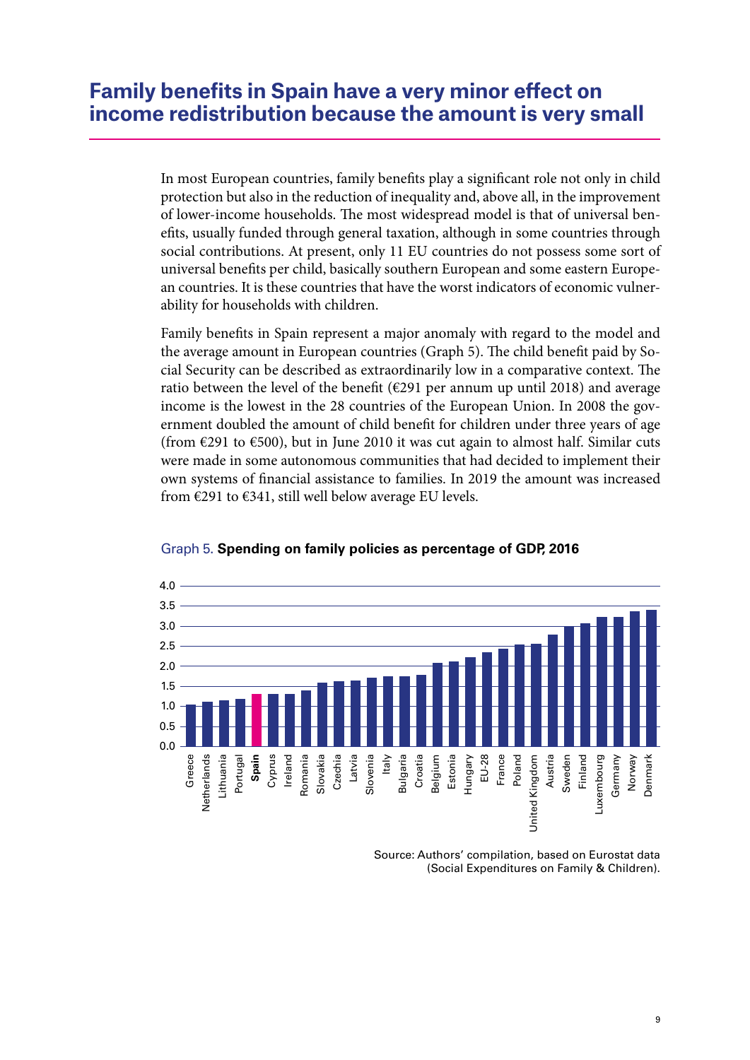## Family benefits in Spain have a very minor effect on income redistribution because the amount is very small

In most European countries, family benefits play a significant role not only in child protection but also in the reduction of inequality and, above all, in the improvement of lower-income households. The most widespread model is that of universal benefits, usually funded through general taxation, although in some countries through social contributions. At present, only 11 EU countries do not possess some sort of universal benefits per child, basically southern European and some eastern European countries. It is these countries that have the worst indicators of economic vulnerability for households with children.

Family benefits in Spain represent a major anomaly with regard to the model and the average amount in European countries (Graph 5). The child benefit paid by Social Security can be described as extraordinarily low in a comparative context. The ratio between the level of the benefit (€291 per annum up until 2018) and average income is the lowest in the 28 countries of the European Union. In 2008 the government doubled the amount of child benefit for children under three years of age (from €291 to €500), but in June 2010 it was cut again to almost half. Similar cuts were made in some autonomous communities that had decided to implement their own systems of financial assistance to families. In 2019 the amount was increased from €291 to €341, still well below average EU levels.

Graph 5. **Spending on family policies as percentage of GDP, 2016**

Countries shown (in ascending order): Greece, Netherlands, Lithuania, Portugal, **Spain**, Cyprus, Ireland, Romania, Slovakia, Czechia, Latvia, Slovenia, Italy, Bulgaria, Croatia, Belgium, Estonia, Hungary, EU-28, France, Poland, United Kingdom, Austria, Sweden, Finland, Luxembourg, Germany, Norway, Denmark. Y-axis: 0.0–4.0.

Source: Authors' compilation, based on Eurostat data (Social Expenditures on Family & Children).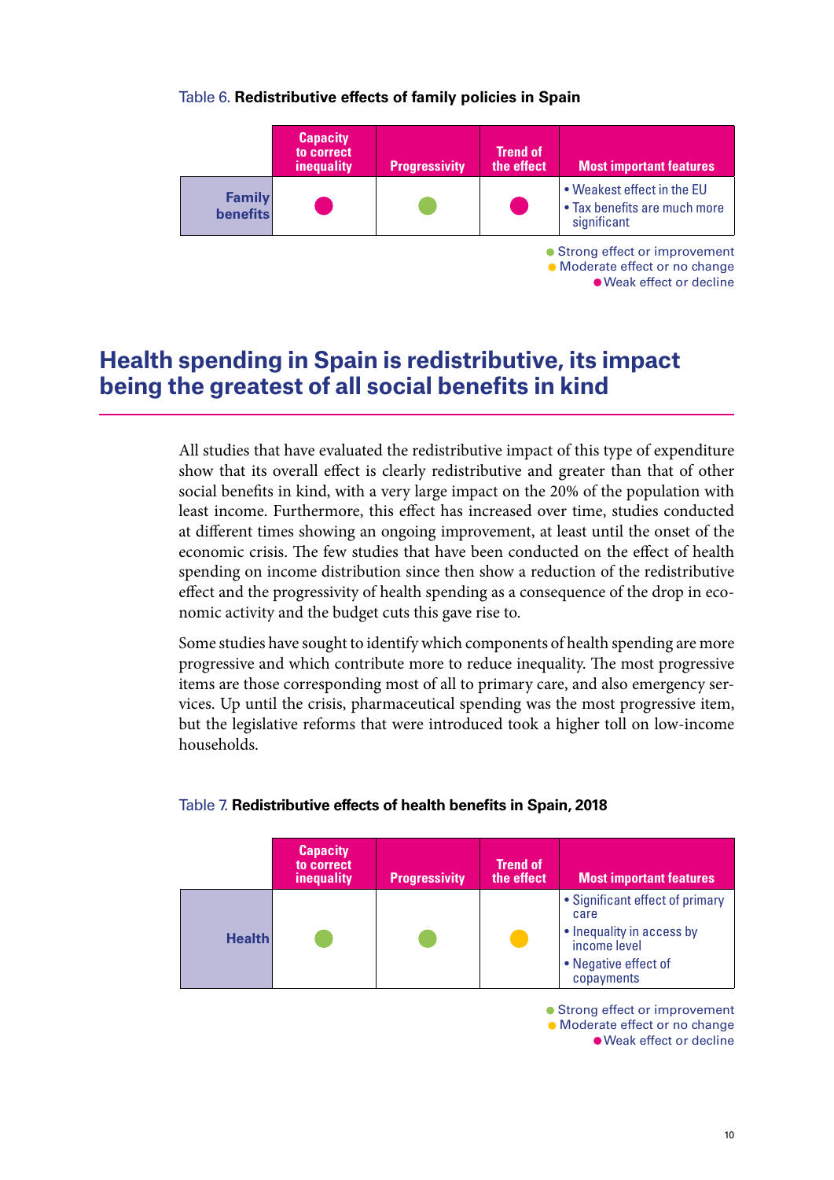Table 6. **Redistributive effects of family policies in Spain**

| | Capacity to correct inequality | Progressivity | Trend of the effect | Most important features |
|---|---|---|---|---|
| **Family benefits** | ● (Weak effect or decline) | ● (Strong effect or improvement) | ● (Weak effect or decline) | • Weakest effect in the EU<br>• Tax benefits are much more significant |

● Strong effect or improvement
● Moderate effect or no change
● Weak effect or decline

## Health spending in Spain is redistributive, its impact being the greatest of all social benefits in kind

All studies that have evaluated the redistributive impact of this type of expenditure show that its overall effect is clearly redistributive and greater than that of other social benefits in kind, with a very large impact on the 20% of the population with least income. Furthermore, this effect has increased over time, studies conducted at different times showing an ongoing improvement, at least until the onset of the economic crisis. The few studies that have been conducted on the effect of health spending on income distribution since then show a reduction of the redistributive effect and the progressivity of health spending as a consequence of the drop in economic activity and the budget cuts this gave rise to.

Some studies have sought to identify which components of health spending are more progressive and which contribute more to reduce inequality. The most progressive items are those corresponding most of all to primary care, and also emergency services. Up until the crisis, pharmaceutical spending was the most progressive item, but the legislative reforms that were introduced took a higher toll on low-income households.

Table 7. **Redistributive effects of health benefits in Spain, 2018**

| | Capacity to correct inequality | Progressivity | Trend of the effect | Most important features |
|---|---|---|---|---|
| **Health** | ● (Strong effect or improvement) | ● (Strong effect or improvement) | ● (Moderate effect or no change) | • Significant effect of primary care<br>• Inequality in access by income level<br>• Negative effect of copayments |

● Strong effect or improvement
● Moderate effect or no change
● Weak effect or decline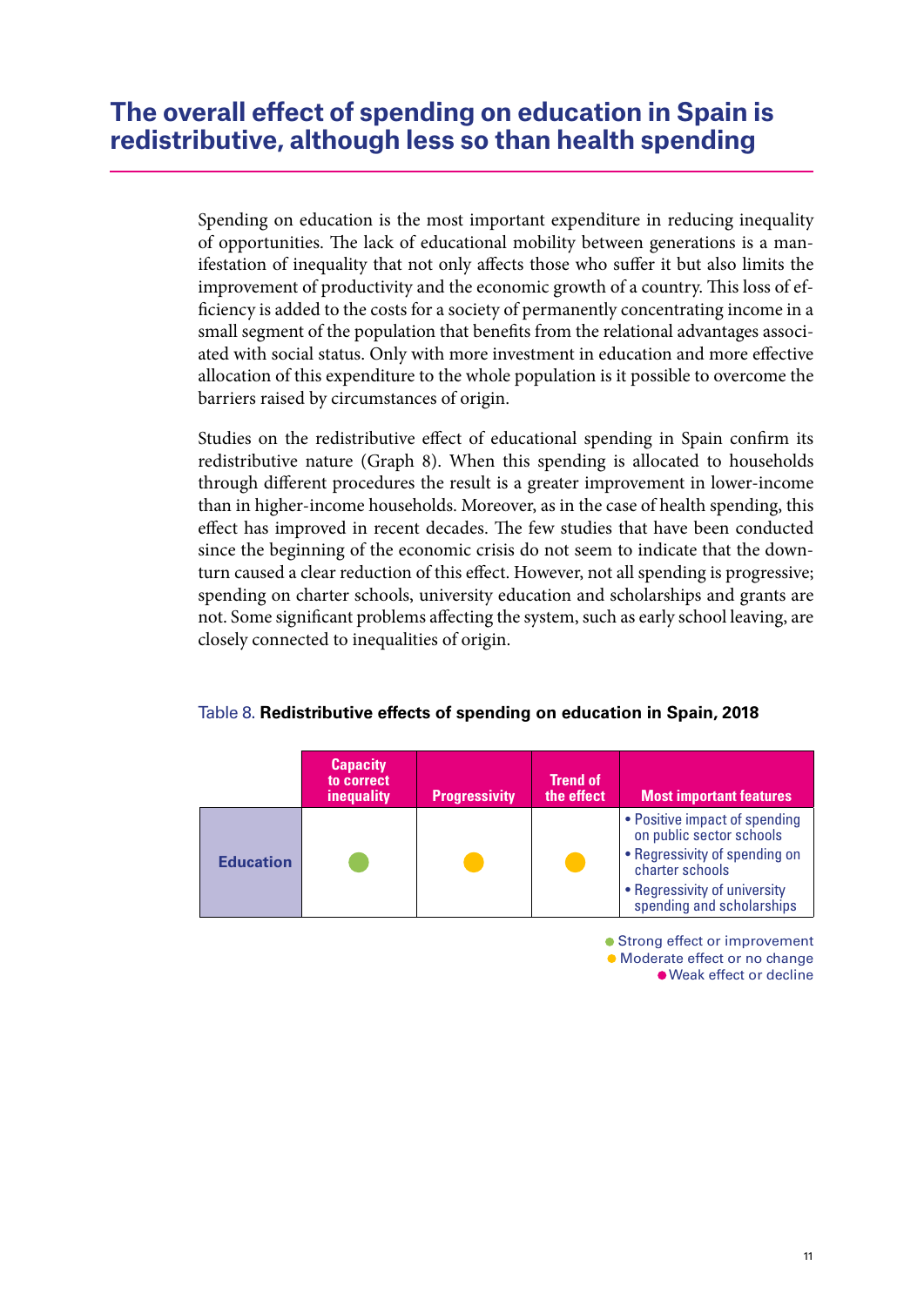## The overall effect of spending on education in Spain is redistributive, although less so than health spending

Spending on education is the most important expenditure in reducing inequality of opportunities. The lack of educational mobility between generations is a manifestation of inequality that not only affects those who suffer it but also limits the improvement of productivity and the economic growth of a country. This loss of efficiency is added to the costs for a society of permanently concentrating income in a small segment of the population that benefits from the relational advantages associated with social status. Only with more investment in education and more effective allocation of this expenditure to the whole population is it possible to overcome the barriers raised by circumstances of origin.

Studies on the redistributive effect of educational spending in Spain confirm its redistributive nature (Graph 8). When this spending is allocated to households through different procedures the result is a greater improvement in lower-income than in higher-income households. Moreover, as in the case of health spending, this effect has improved in recent decades. The few studies that have been conducted since the beginning of the economic crisis do not seem to indicate that the downturn caused a clear reduction of this effect. However, not all spending is progressive; spending on charter schools, university education and scholarships and grants are not. Some significant problems affecting the system, such as early school leaving, are closely connected to inequalities of origin.

Table 8. **Redistributive effects of spending on education in Spain, 2018**

| | Capacity to correct inequality | Progressivity | Trend of the effect | Most important features |
|---|---|---|---|---|
| **Education** | ● (green) | ● (yellow) | ● (yellow) | • Positive impact of spending on public sector schools<br>• Regressivity of spending on charter schools<br>• Regressivity of university spending and scholarships |

● (green) Strong effect or improvement
● (yellow) Moderate effect or no change
● (pink) Weak effect or decline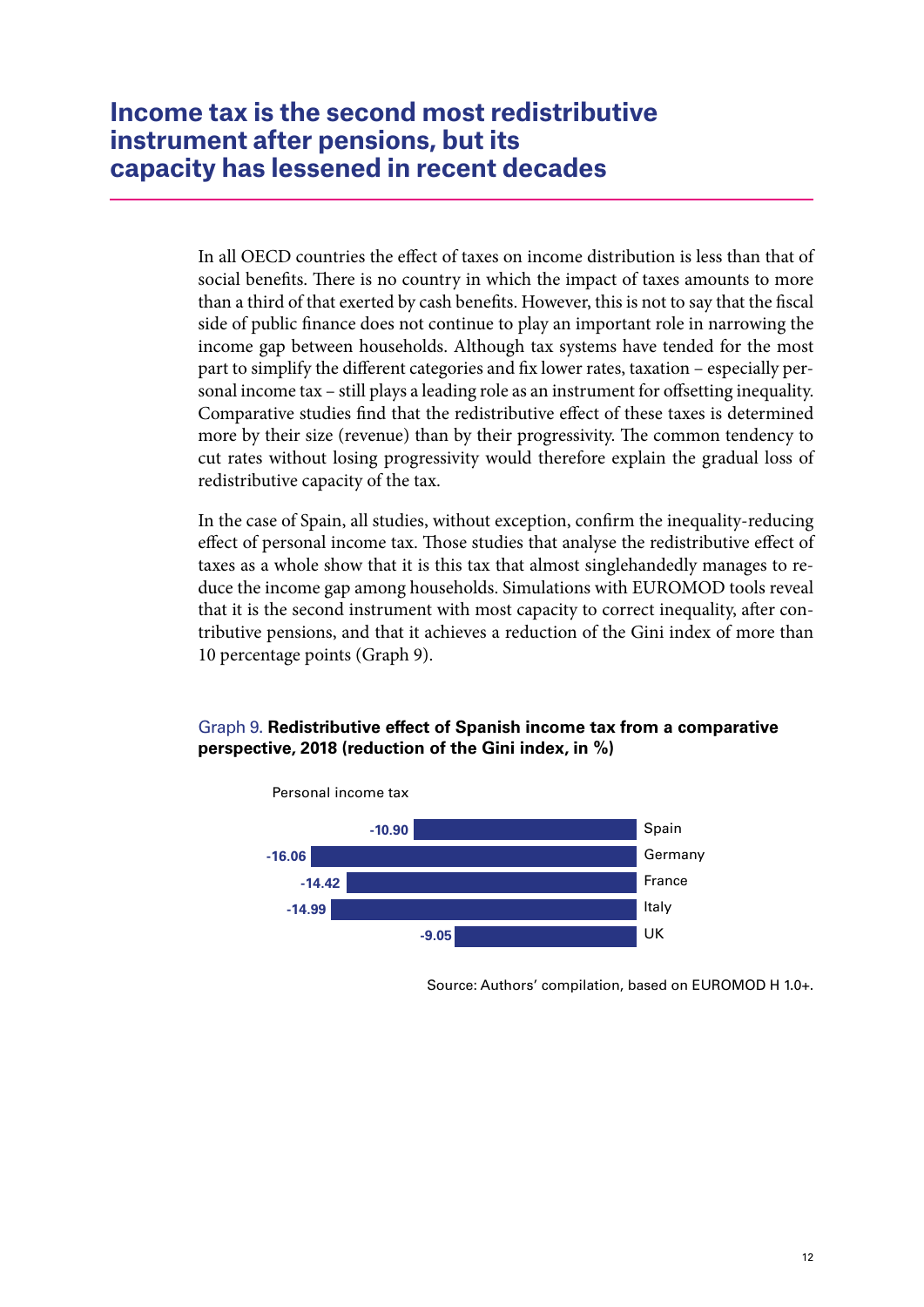# Income tax is the second most redistributive instrument after pensions, but its capacity has lessened in recent decades

In all OECD countries the effect of taxes on income distribution is less than that of social benefits. There is no country in which the impact of taxes amounts to more than a third of that exerted by cash benefits. However, this is not to say that the fiscal side of public finance does not continue to play an important role in narrowing the income gap between households. Although tax systems have tended for the most part to simplify the different categories and fix lower rates, taxation – especially personal income tax – still plays a leading role as an instrument for offsetting inequality. Comparative studies find that the redistributive effect of these taxes is determined more by their size (revenue) than by their progressivity. The common tendency to cut rates without losing progressivity would therefore explain the gradual loss of redistributive capacity of the tax.

In the case of Spain, all studies, without exception, confirm the inequality-reducing effect of personal income tax. Those studies that analyse the redistributive effect of taxes as a whole show that it is this tax that almost singlehandedly manages to reduce the income gap among households. Simulations with EUROMOD tools reveal that it is the second instrument with most capacity to correct inequality, after contributive pensions, and that it achieves a reduction of the Gini index of more than 10 percentage points (Graph 9).

Graph 9. **Redistributive effect of Spanish income tax from a comparative perspective, 2018 (reduction of the Gini index, in %)**

Personal income tax

| Country | Reduction of the Gini index (%) |
| --- | --- |
| Spain | -10.90 |
| Germany | -16.06 |
| France | -14.42 |
| Italy | -14.99 |
| UK | -9.05 |

Source: Authors' compilation, based on EUROMOD H 1.0+.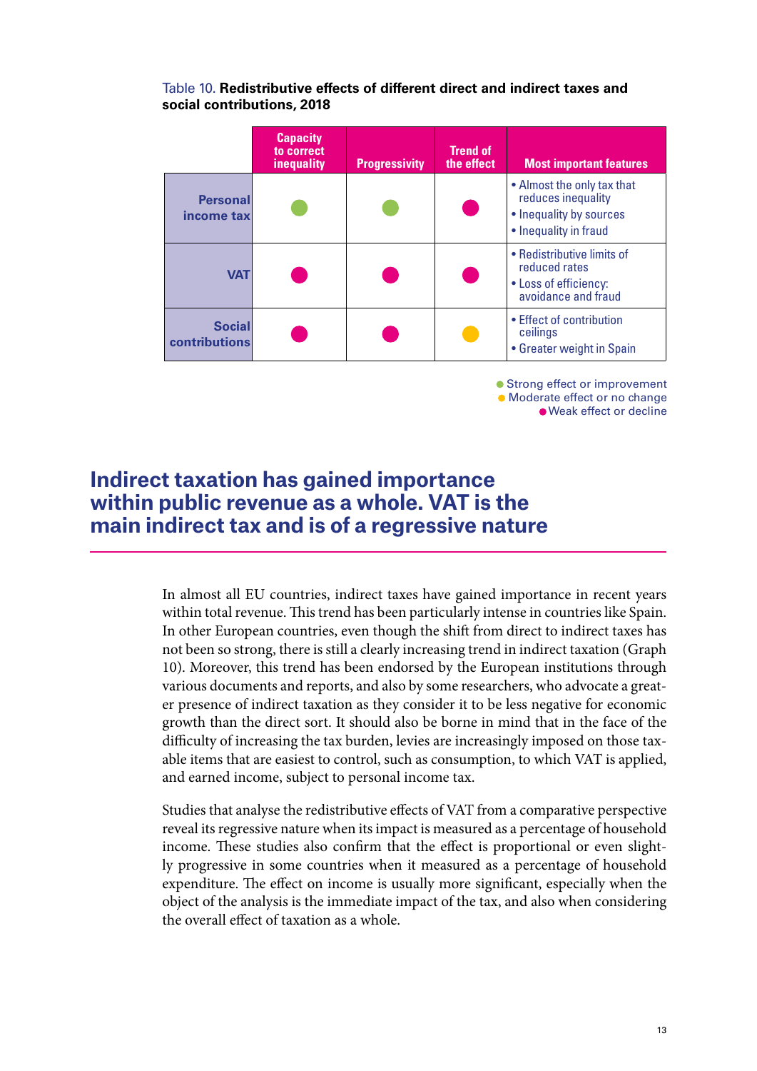Table 10. **Redistributive effects of different direct and indirect taxes and social contributions, 2018**

| | Capacity to correct inequality | Progressivity | Trend of the effect | Most important features |
|---|---|---|---|---|
| **Personal income tax** | ● (green) | ● (green) | ● (pink) | • Almost the only tax that reduces inequality<br>• Inequality by sources<br>• Inequality in fraud |
| **VAT** | ● (pink) | ● (pink) | ● (pink) | • Redistributive limits of reduced rates<br>• Loss of efficiency: avoidance and fraud |
| **Social contributions** | ● (pink) | ● (pink) | ● (yellow) | • Effect of contribution ceilings<br>• Greater weight in Spain |

● (green) Strong effect or improvement
● (yellow) Moderate effect or no change
● (pink) Weak effect or decline

## Indirect taxation has gained importance within public revenue as a whole. VAT is the main indirect tax and is of a regressive nature

In almost all EU countries, indirect taxes have gained importance in recent years within total revenue. This trend has been particularly intense in countries like Spain. In other European countries, even though the shift from direct to indirect taxes has not been so strong, there is still a clearly increasing trend in indirect taxation (Graph 10). Moreover, this trend has been endorsed by the European institutions through various documents and reports, and also by some researchers, who advocate a greater presence of indirect taxation as they consider it to be less negative for economic growth than the direct sort. It should also be borne in mind that in the face of the difficulty of increasing the tax burden, levies are increasingly imposed on those taxable items that are easiest to control, such as consumption, to which VAT is applied, and earned income, subject to personal income tax.

Studies that analyse the redistributive effects of VAT from a comparative perspective reveal its regressive nature when its impact is measured as a percentage of household income. These studies also confirm that the effect is proportional or even slightly progressive in some countries when it measured as a percentage of household expenditure. The effect on income is usually more significant, especially when the object of the analysis is the immediate impact of the tax, and also when considering the overall effect of taxation as a whole.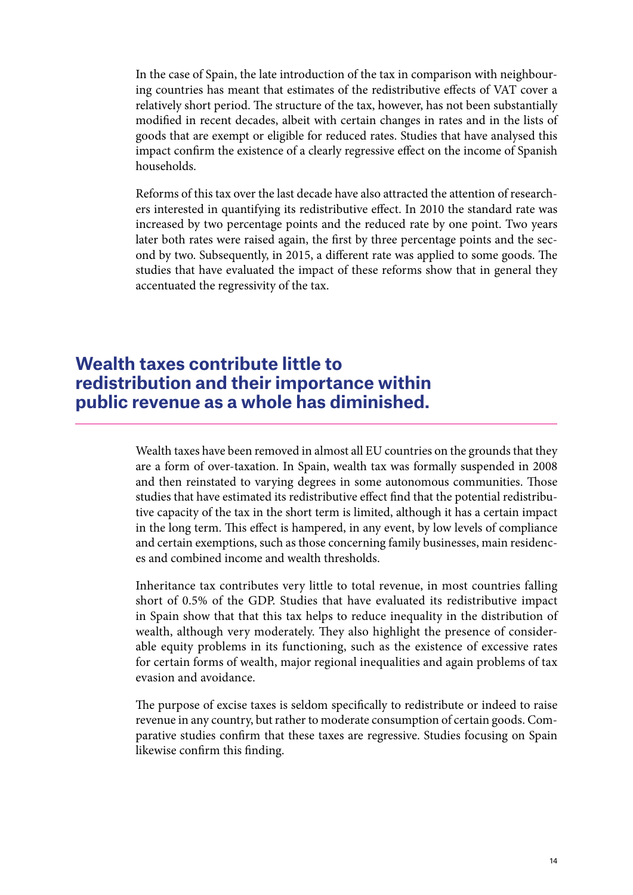In the case of Spain, the late introduction of the tax in comparison with neighbouring countries has meant that estimates of the redistributive effects of VAT cover a relatively short period. The structure of the tax, however, has not been substantially modified in recent decades, albeit with certain changes in rates and in the lists of goods that are exempt or eligible for reduced rates. Studies that have analysed this impact confirm the existence of a clearly regressive effect on the income of Spanish households.

Reforms of this tax over the last decade have also attracted the attention of researchers interested in quantifying its redistributive effect. In 2010 the standard rate was increased by two percentage points and the reduced rate by one point. Two years later both rates were raised again, the first by three percentage points and the second by two. Subsequently, in 2015, a different rate was applied to some goods. The studies that have evaluated the impact of these reforms show that in general they accentuated the regressivity of the tax.

## Wealth taxes contribute little to redistribution and their importance within public revenue as a whole has diminished.

Wealth taxes have been removed in almost all EU countries on the grounds that they are a form of over-taxation. In Spain, wealth tax was formally suspended in 2008 and then reinstated to varying degrees in some autonomous communities. Those studies that have estimated its redistributive effect find that the potential redistributive capacity of the tax in the short term is limited, although it has a certain impact in the long term. This effect is hampered, in any event, by low levels of compliance and certain exemptions, such as those concerning family businesses, main residences and combined income and wealth thresholds.

Inheritance tax contributes very little to total revenue, in most countries falling short of 0.5% of the GDP. Studies that have evaluated its redistributive impact in Spain show that that this tax helps to reduce inequality in the distribution of wealth, although very moderately. They also highlight the presence of considerable equity problems in its functioning, such as the existence of excessive rates for certain forms of wealth, major regional inequalities and again problems of tax evasion and avoidance.

The purpose of excise taxes is seldom specifically to redistribute or indeed to raise revenue in any country, but rather to moderate consumption of certain goods. Comparative studies confirm that these taxes are regressive. Studies focusing on Spain likewise confirm this finding.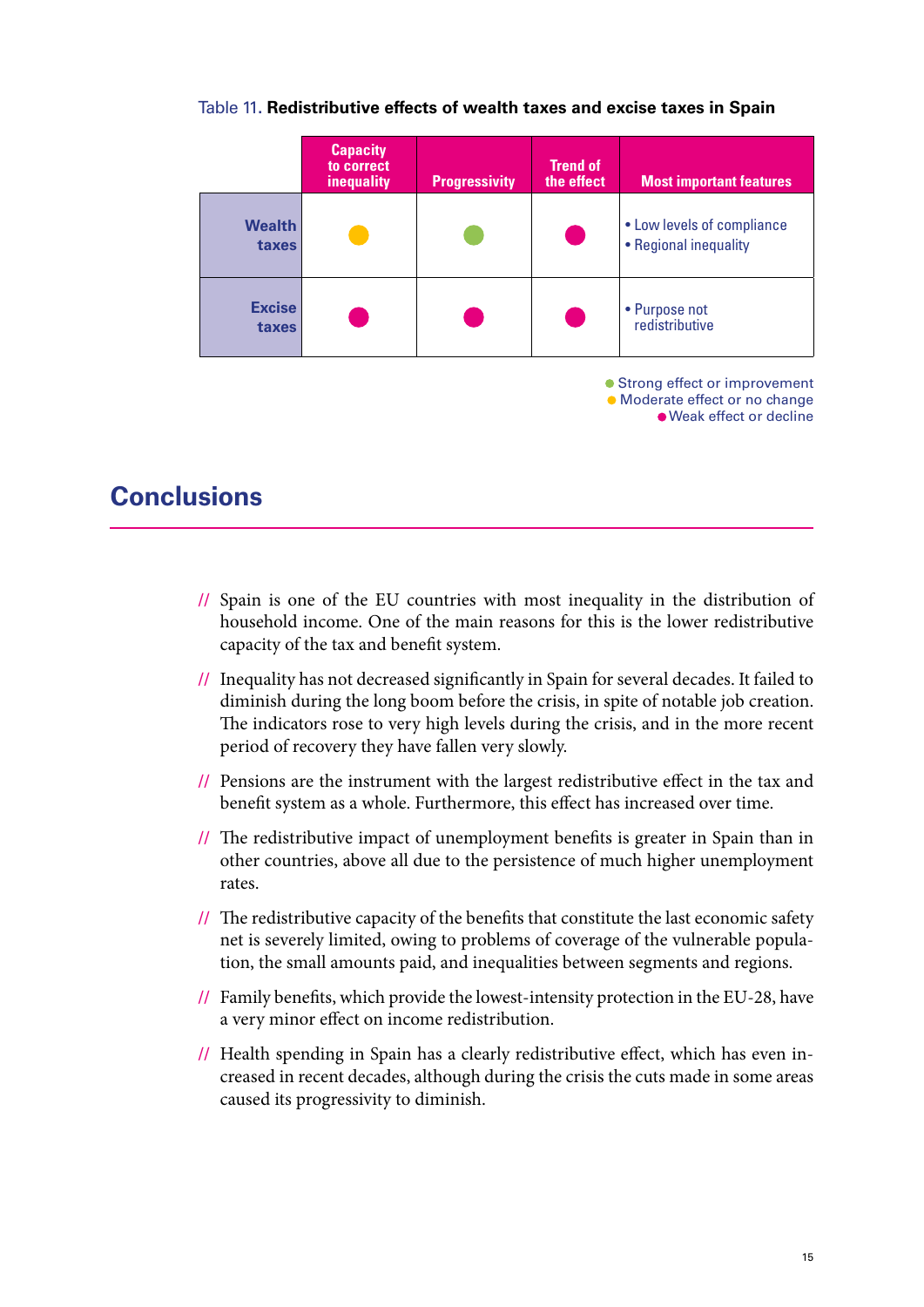Table 11. **Redistributive effects of wealth taxes and excise taxes in Spain**

| | Capacity to correct inequality | Progressivity | Trend of the effect | Most important features |
|---|---|---|---|---|
| **Wealth taxes** | ● (yellow) | ● (green) | ● (pink) | • Low levels of compliance<br>• Regional inequality |
| **Excise taxes** | ● (pink) | ● (pink) | ● (pink) | • Purpose not redistributive |

● Strong effect or improvement (green)
● Moderate effect or no change (yellow)
● Weak effect or decline (pink)

## Conclusions

// Spain is one of the EU countries with most inequality in the distribution of household income. One of the main reasons for this is the lower redistributive capacity of the tax and benefit system.

// Inequality has not decreased significantly in Spain for several decades. It failed to diminish during the long boom before the crisis, in spite of notable job creation. The indicators rose to very high levels during the crisis, and in the more recent period of recovery they have fallen very slowly.

// Pensions are the instrument with the largest redistributive effect in the tax and benefit system as a whole. Furthermore, this effect has increased over time.

// The redistributive impact of unemployment benefits is greater in Spain than in other countries, above all due to the persistence of much higher unemployment rates.

// The redistributive capacity of the benefits that constitute the last economic safety net is severely limited, owing to problems of coverage of the vulnerable population, the small amounts paid, and inequalities between segments and regions.

// Family benefits, which provide the lowest-intensity protection in the EU-28, have a very minor effect on income redistribution.

// Health spending in Spain has a clearly redistributive effect, which has even increased in recent decades, although during the crisis the cuts made in some areas caused its progressivity to diminish.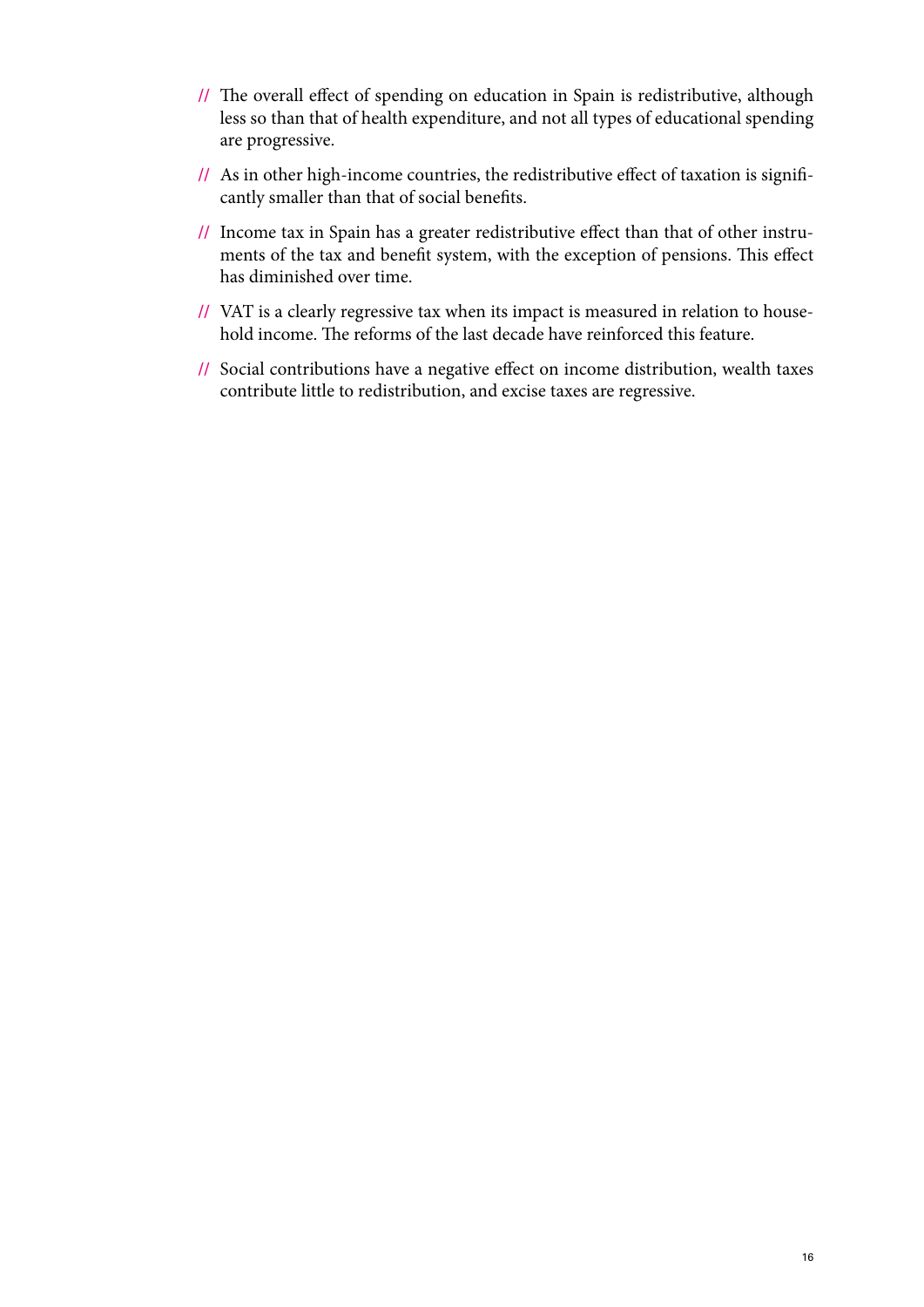- The overall effect of spending on education in Spain is redistributive, although less so than that of health expenditure, and not all types of educational spending are progressive.
- As in other high-income countries, the redistributive effect of taxation is significantly smaller than that of social benefits.
- Income tax in Spain has a greater redistributive effect than that of other instruments of the tax and benefit system, with the exception of pensions. This effect has diminished over time.
- VAT is a clearly regressive tax when its impact is measured in relation to household income. The reforms of the last decade have reinforced this feature.
- Social contributions have a negative effect on income distribution, wealth taxes contribute little to redistribution, and excise taxes are regressive.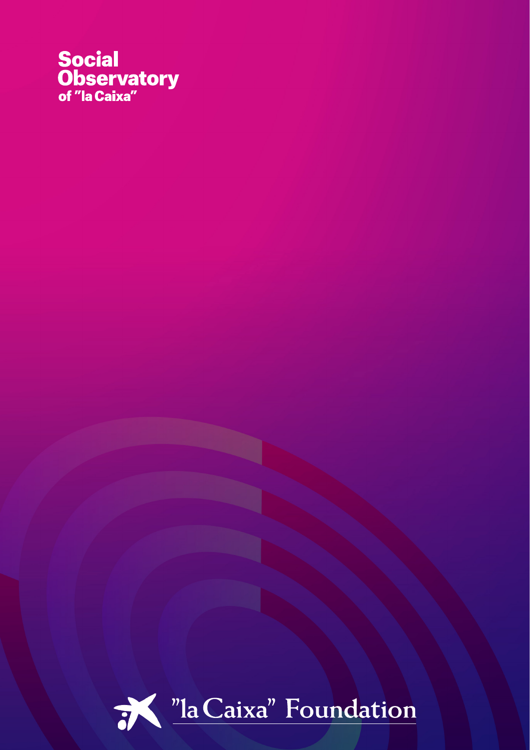Social Observatory of "la Caixa"

"la Caixa" Foundation